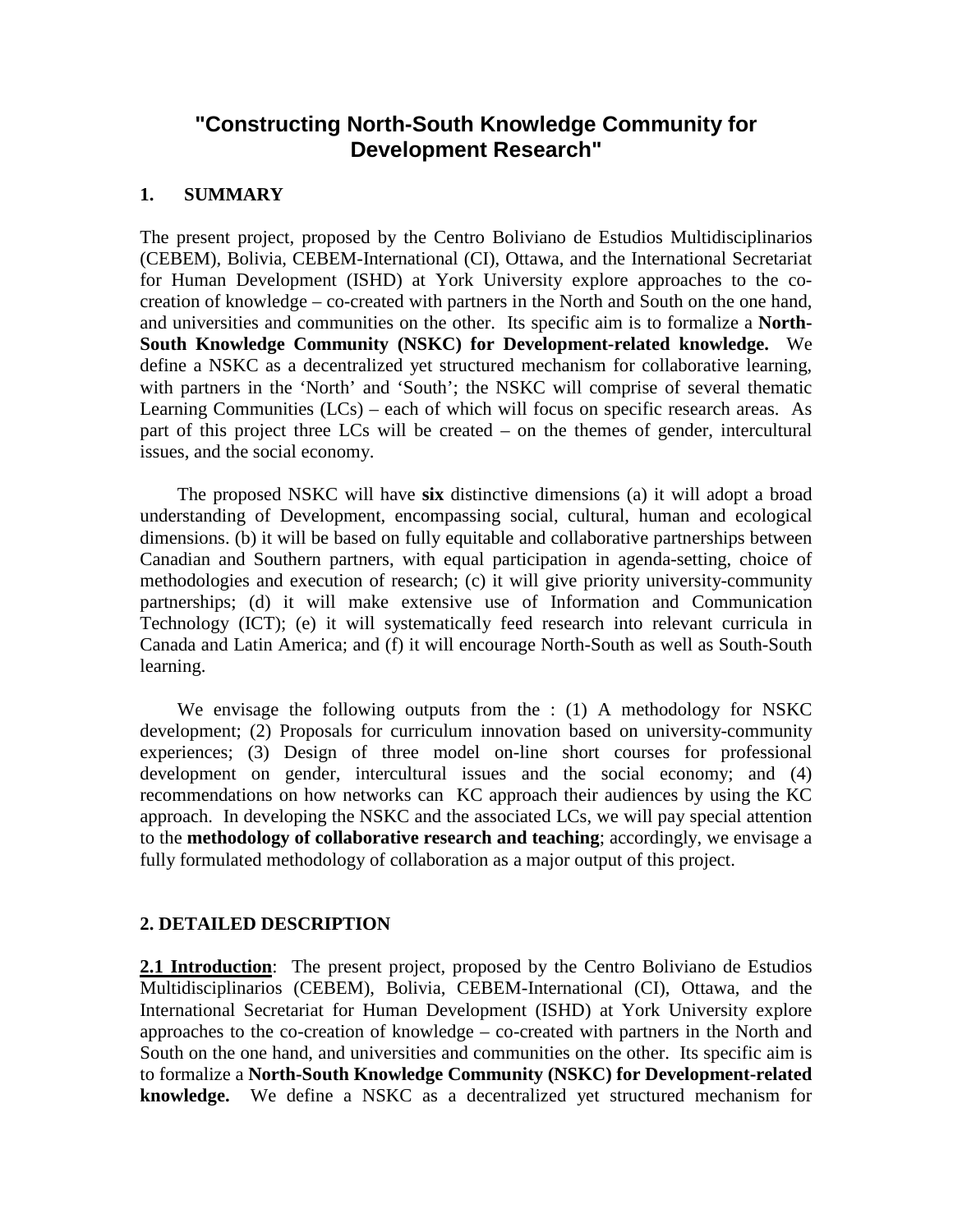# "Constructing North-South Knowledge Community for Development Research"

## 1. SUMMARY

The present project, proposed by the Centro Boliviano de Estudios Multidisciplinarios (CEBEM), Bolivia, CEBEM-International (CI), Ottawa, and the International Secretariat for Human Development (ISHD) at York University explore approaches to the co-creation of knowledge – co-created with partners in the North and South on the one hand, and universities and communities on the other. Its specific aim is to formalize a **North-South Knowledge Community (NSKC) for Development-related knowledge.** We define a NSKC as a decentralized yet structured mechanism for collaborative learning, with partners in the 'North' and 'South'; the NSKC will comprise of several thematic Learning Communities (LCs) – each of which will focus on specific research areas. As part of this project three LCs will be created – on the themes of gender, intercultural issues, and the social economy.

The proposed NSKC will have **six** distinctive dimensions (a) it will adopt a broad understanding of Development, encompassing social, cultural, human and ecological dimensions. (b) it will be based on fully equitable and collaborative partnerships between Canadian and Southern partners, with equal participation in agenda-setting, choice of methodologies and execution of research; (c) it will give priority university-community partnerships; (d) it will make extensive use of Information and Communication Technology (ICT); (e) it will systematically feed research into relevant curricula in Canada and Latin America; and (f) it will encourage North-South as well as South-South learning.

We envisage the following outputs from the : (1) A methodology for NSKC development; (2) Proposals for curriculum innovation based on university-community experiences; (3) Design of three model on-line short courses for professional development on gender, intercultural issues and the social economy; and (4) recommendations on how networks can KC approach their audiences by using the KC approach. In developing the NSKC and the associated LCs, we will pay special attention to the **methodology of collaborative research and teaching**; accordingly, we envisage a fully formulated methodology of collaboration as a major output of this project.

## 2. DETAILED DESCRIPTION

**2.1 Introduction**: The present project, proposed by the Centro Boliviano de Estudios Multidisciplinarios (CEBEM), Bolivia, CEBEM-International (CI), Ottawa, and the International Secretariat for Human Development (ISHD) at York University explore approaches to the co-creation of knowledge – co-created with partners in the North and South on the one hand, and universities and communities on the other. Its specific aim is to formalize a **North-South Knowledge Community (NSKC) for Development-related knowledge.** We define a NSKC as a decentralized yet structured mechanism for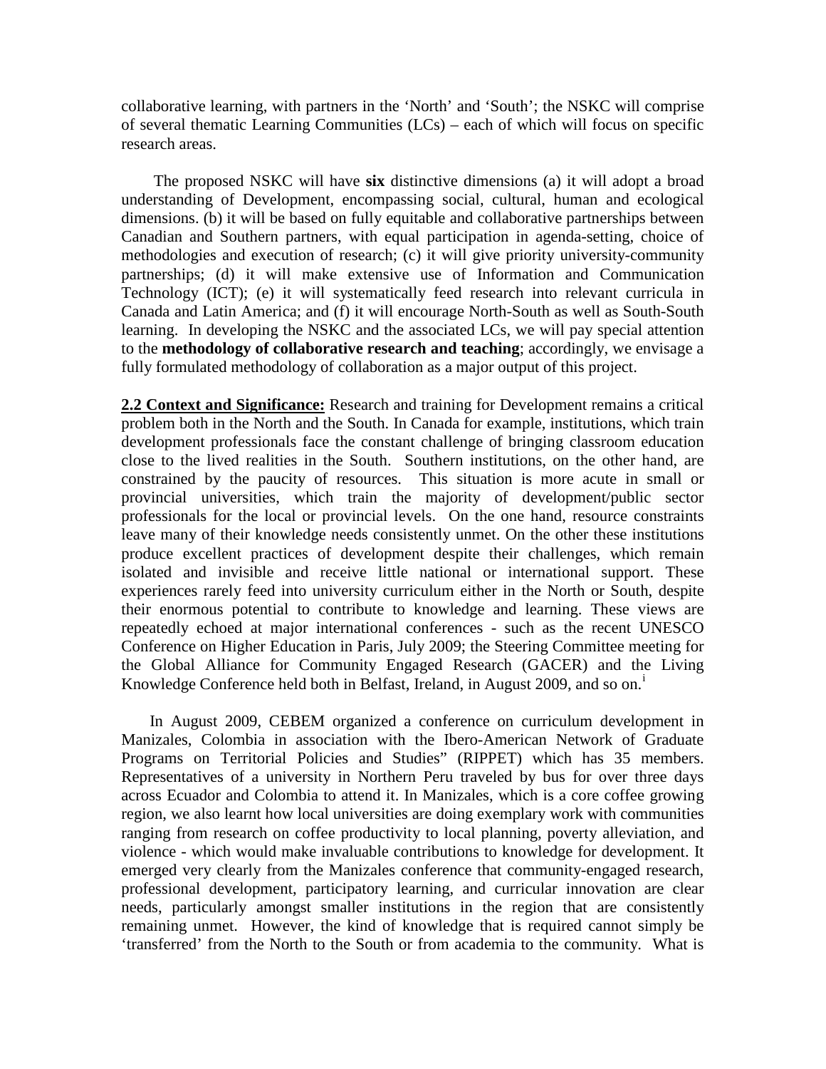collaborative learning, with partners in the 'North' and 'South'; the NSKC will comprise of several thematic Learning Communities (LCs) – each of which will focus on specific research areas.

The proposed NSKC will have **six** distinctive dimensions (a) it will adopt a broad understanding of Development, encompassing social, cultural, human and ecological dimensions. (b) it will be based on fully equitable and collaborative partnerships between Canadian and Southern partners, with equal participation in agenda-setting, choice of methodologies and execution of research; (c) it will give priority university-community partnerships; (d) it will make extensive use of Information and Communication Technology (ICT); (e) it will systematically feed research into relevant curricula in Canada and Latin America; and (f) it will encourage North-South as well as South-South learning. In developing the NSKC and the associated LCs, we will pay special attention to the **methodology of collaborative research and teaching**; accordingly, we envisage a fully formulated methodology of collaboration as a major output of this project.

**2.2 Context and Significance:** Research and training for Development remains a critical problem both in the North and the South. In Canada for example, institutions, which train development professionals face the constant challenge of bringing classroom education close to the lived realities in the South. Southern institutions, on the other hand, are constrained by the paucity of resources. This situation is more acute in small or provincial universities, which train the majority of development/public sector professionals for the local or provincial levels. On the one hand, resource constraints leave many of their knowledge needs consistently unmet. On the other these institutions produce excellent practices of development despite their challenges, which remain isolated and invisible and receive little national or international support. These experiences rarely feed into university curriculum either in the North or South, despite their enormous potential to contribute to knowledge and learning. These views are repeatedly echoed at major international conferences - such as the recent UNESCO Conference on Higher Education in Paris, July 2009; the Steering Committee meeting for the Global Alliance for Community Engaged Research (GACER) and the Living Knowledge Conference held both in Belfast, Ireland, in August 2009, and so on.[i]

In August 2009, CEBEM organized a conference on curriculum development in Manizales, Colombia in association with the Ibero-American Network of Graduate Programs on Territorial Policies and Studies" (RIPPET) which has 35 members. Representatives of a university in Northern Peru traveled by bus for over three days across Ecuador and Colombia to attend it. In Manizales, which is a core coffee growing region, we also learnt how local universities are doing exemplary work with communities ranging from research on coffee productivity to local planning, poverty alleviation, and violence - which would make invaluable contributions to knowledge for development. It emerged very clearly from the Manizales conference that community-engaged research, professional development, participatory learning, and curricular innovation are clear needs, particularly amongst smaller institutions in the region that are consistently remaining unmet. However, the kind of knowledge that is required cannot simply be 'transferred' from the North to the South or from academia to the community. What is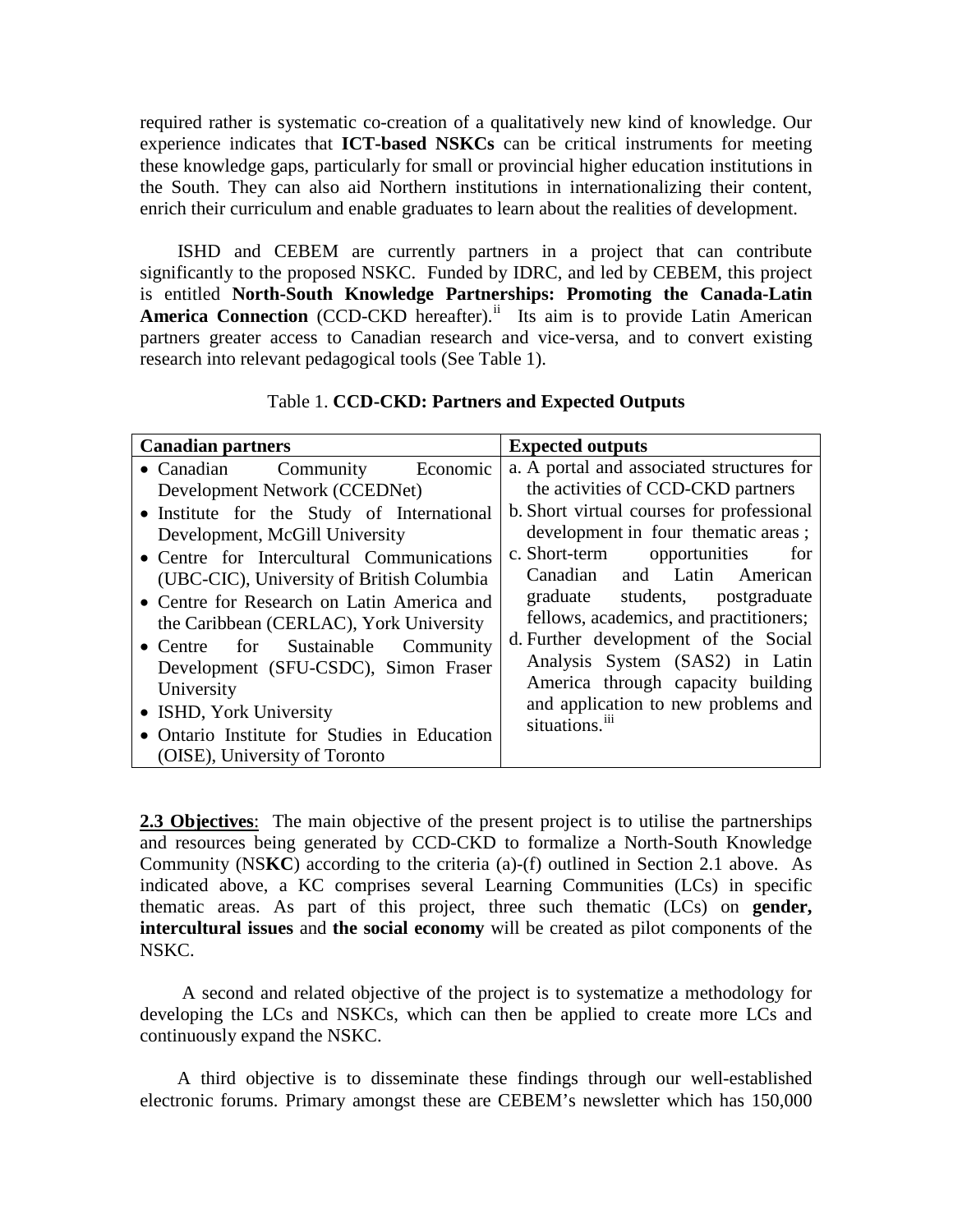required rather is systematic co-creation of a qualitatively new kind of knowledge. Our experience indicates that **ICT-based NSKCs** can be critical instruments for meeting these knowledge gaps, particularly for small or provincial higher education institutions in the South. They can also aid Northern institutions in internationalizing their content, enrich their curriculum and enable graduates to learn about the realities of development.

ISHD and CEBEM are currently partners in a project that can contribute significantly to the proposed NSKC. Funded by IDRC, and led by CEBEM, this project is entitled **North-South Knowledge Partnerships: Promoting the Canada-Latin America Connection** (CCD-CKD hereafter).[ii] Its aim is to provide Latin American partners greater access to Canadian research and vice-versa, and to convert existing research into relevant pedagogical tools (See Table 1).

Table 1. **CCD-CKD: Partners and Expected Outputs**

| **Canadian partners** | **Expected outputs** |
|---|---|
| • Canadian Community Economic Development Network (CCEDNet)<br>• Institute for the Study of International Development, McGill University<br>• Centre for Intercultural Communications (UBC-CIC), University of British Columbia<br>• Centre for Research on Latin America and the Caribbean (CERLAC), York University<br>• Centre for Sustainable Community Development (SFU-CSDC), Simon Fraser University<br>• ISHD, York University<br>• Ontario Institute for Studies in Education (OISE), University of Toronto | a. A portal and associated structures for the activities of CCD-CKD partners<br>b. Short virtual courses for professional development in four thematic areas ;<br>c. Short-term opportunities for Canadian and Latin American graduate students, postgraduate fellows, academics, and practitioners;<br>d. Further development of the Social Analysis System (SAS2) in Latin America through capacity building and application to new problems and situations.[iii] |

**2.3 Objectives**: The main objective of the present project is to utilise the partnerships and resources being generated by CCD-CKD to formalize a North-South Knowledge Community (NS**KC**) according to the criteria (a)-(f) outlined in Section 2.1 above. As indicated above, a KC comprises several Learning Communities (LCs) in specific thematic areas. As part of this project, three such thematic (LCs) on **gender, intercultural issues** and **the social economy** will be created as pilot components of the NSKC.

A second and related objective of the project is to systematize a methodology for developing the LCs and NSKCs, which can then be applied to create more LCs and continuously expand the NSKC.

A third objective is to disseminate these findings through our well-established electronic forums. Primary amongst these are CEBEM's newsletter which has 150,000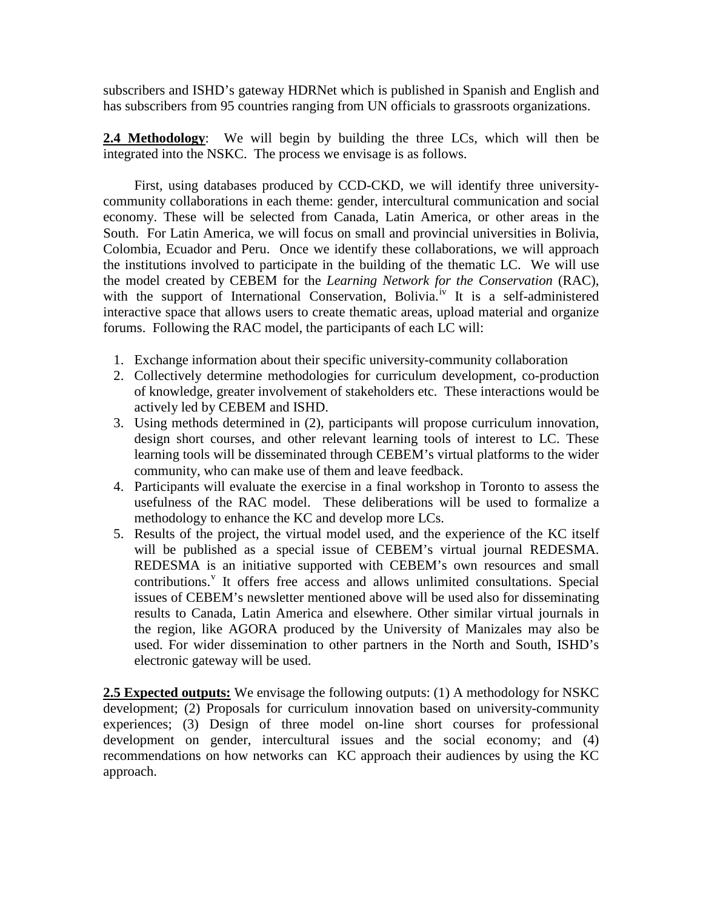subscribers and ISHD's gateway HDRNet which is published in Spanish and English and has subscribers from 95 countries ranging from UN officials to grassroots organizations.

**2.4 Methodology**: We will begin by building the three LCs, which will then be integrated into the NSKC. The process we envisage is as follows.

First, using databases produced by CCD-CKD, we will identify three university-community collaborations in each theme: gender, intercultural communication and social economy. These will be selected from Canada, Latin America, or other areas in the South. For Latin America, we will focus on small and provincial universities in Bolivia, Colombia, Ecuador and Peru. Once we identify these collaborations, we will approach the institutions involved to participate in the building of the thematic LC. We will use the model created by CEBEM for the *Learning Network for the Conservation* (RAC), with the support of International Conservation, Bolivia.[iv] It is a self-administered interactive space that allows users to create thematic areas, upload material and organize forums. Following the RAC model, the participants of each LC will:

1. Exchange information about their specific university-community collaboration
2. Collectively determine methodologies for curriculum development, co-production of knowledge, greater involvement of stakeholders etc. These interactions would be actively led by CEBEM and ISHD.
3. Using methods determined in (2), participants will propose curriculum innovation, design short courses, and other relevant learning tools of interest to LC. These learning tools will be disseminated through CEBEM's virtual platforms to the wider community, who can make use of them and leave feedback.
4. Participants will evaluate the exercise in a final workshop in Toronto to assess the usefulness of the RAC model. These deliberations will be used to formalize a methodology to enhance the KC and develop more LCs.
5. Results of the project, the virtual model used, and the experience of the KC itself will be published as a special issue of CEBEM's virtual journal REDESMA. REDESMA is an initiative supported with CEBEM's own resources and small contributions.[v] It offers free access and allows unlimited consultations. Special issues of CEBEM's newsletter mentioned above will be used also for disseminating results to Canada, Latin America and elsewhere. Other similar virtual journals in the region, like AGORA produced by the University of Manizales may also be used. For wider dissemination to other partners in the North and South, ISHD's electronic gateway will be used.

**2.5 Expected outputs:** We envisage the following outputs: (1) A methodology for NSKC development; (2) Proposals for curriculum innovation based on university-community experiences; (3) Design of three model on-line short courses for professional development on gender, intercultural issues and the social economy; and (4) recommendations on how networks can KC approach their audiences by using the KC approach.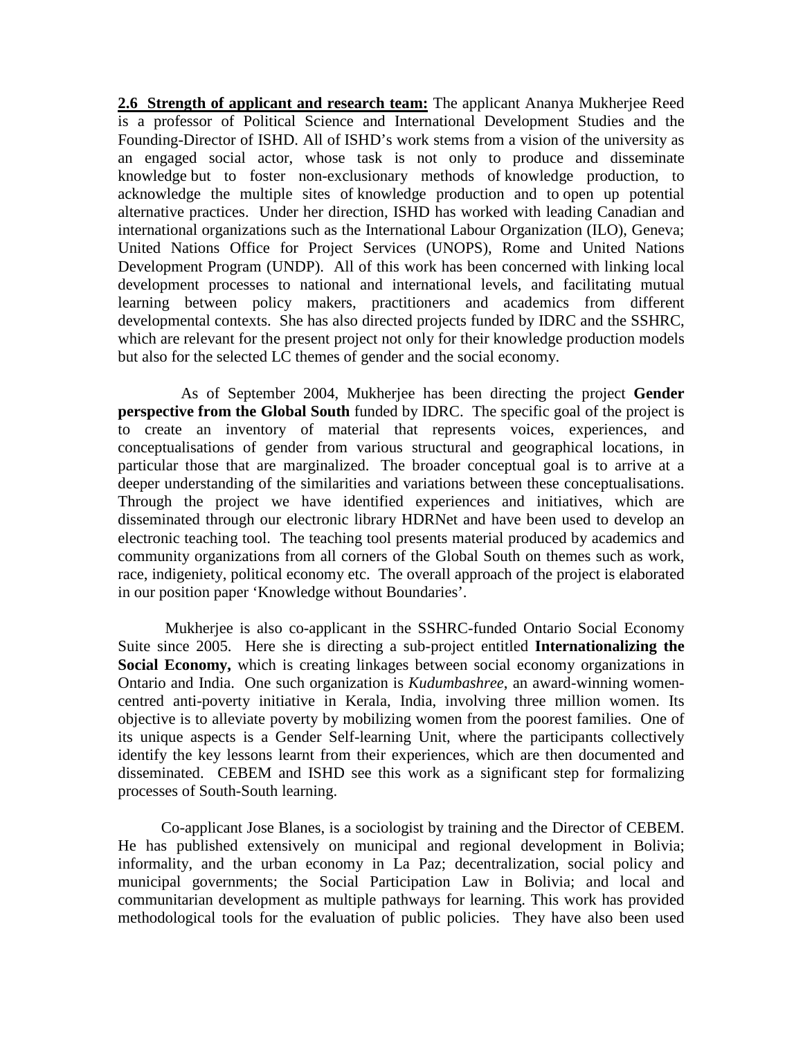**2.6 Strength of applicant and research team:** The applicant Ananya Mukherjee Reed is a professor of Political Science and International Development Studies and the Founding-Director of ISHD. All of ISHD's work stems from a vision of the university as an engaged social actor, whose task is not only to produce and disseminate knowledge but to foster non-exclusionary methods of knowledge production, to acknowledge the multiple sites of knowledge production and to open up potential alternative practices. Under her direction, ISHD has worked with leading Canadian and international organizations such as the International Labour Organization (ILO), Geneva; United Nations Office for Project Services (UNOPS), Rome and United Nations Development Program (UNDP). All of this work has been concerned with linking local development processes to national and international levels, and facilitating mutual learning between policy makers, practitioners and academics from different developmental contexts. She has also directed projects funded by IDRC and the SSHRC, which are relevant for the present project not only for their knowledge production models but also for the selected LC themes of gender and the social economy.

As of September 2004, Mukherjee has been directing the project **Gender perspective from the Global South** funded by IDRC. The specific goal of the project is to create an inventory of material that represents voices, experiences, and conceptualisations of gender from various structural and geographical locations, in particular those that are marginalized. The broader conceptual goal is to arrive at a deeper understanding of the similarities and variations between these conceptualisations. Through the project we have identified experiences and initiatives, which are disseminated through our electronic library HDRNet and have been used to develop an electronic teaching tool. The teaching tool presents material produced by academics and community organizations from all corners of the Global South on themes such as work, race, indigeniety, political economy etc. The overall approach of the project is elaborated in our position paper 'Knowledge without Boundaries'.

Mukherjee is also co-applicant in the SSHRC-funded Ontario Social Economy Suite since 2005. Here she is directing a sub-project entitled **Internationalizing the Social Economy,** which is creating linkages between social economy organizations in Ontario and India. One such organization is *Kudumbashree*, an award-winning women-centred anti-poverty initiative in Kerala, India, involving three million women. Its objective is to alleviate poverty by mobilizing women from the poorest families. One of its unique aspects is a Gender Self-learning Unit, where the participants collectively identify the key lessons learnt from their experiences, which are then documented and disseminated. CEBEM and ISHD see this work as a significant step for formalizing processes of South-South learning.

Co-applicant Jose Blanes, is a sociologist by training and the Director of CEBEM. He has published extensively on municipal and regional development in Bolivia; informality, and the urban economy in La Paz; decentralization, social policy and municipal governments; the Social Participation Law in Bolivia; and local and communitarian development as multiple pathways for learning. This work has provided methodological tools for the evaluation of public policies. They have also been used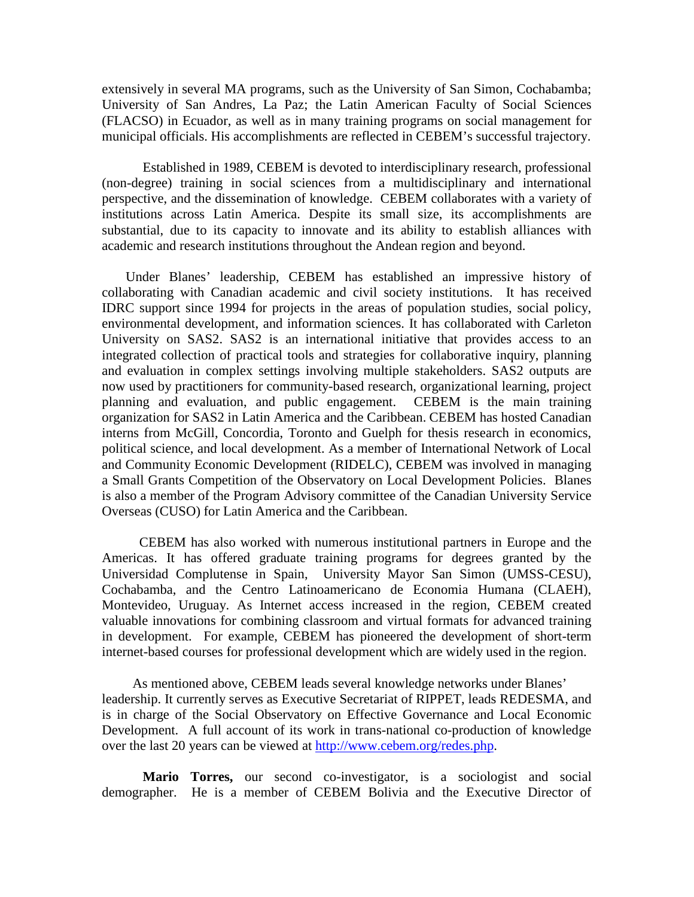extensively in several MA programs, such as the University of San Simon, Cochabamba; University of San Andres, La Paz; the Latin American Faculty of Social Sciences (FLACSO) in Ecuador, as well as in many training programs on social management for municipal officials. His accomplishments are reflected in CEBEM's successful trajectory.

Established in 1989, CEBEM is devoted to interdisciplinary research, professional (non-degree) training in social sciences from a multidisciplinary and international perspective, and the dissemination of knowledge. CEBEM collaborates with a variety of institutions across Latin America. Despite its small size, its accomplishments are substantial, due to its capacity to innovate and its ability to establish alliances with academic and research institutions throughout the Andean region and beyond.

Under Blanes' leadership, CEBEM has established an impressive history of collaborating with Canadian academic and civil society institutions. It has received IDRC support since 1994 for projects in the areas of population studies, social policy, environmental development, and information sciences. It has collaborated with Carleton University on SAS2. SAS2 is an international initiative that provides access to an integrated collection of practical tools and strategies for collaborative inquiry, planning and evaluation in complex settings involving multiple stakeholders. SAS2 outputs are now used by practitioners for community-based research, organizational learning, project planning and evaluation, and public engagement. CEBEM is the main training organization for SAS2 in Latin America and the Caribbean. CEBEM has hosted Canadian interns from McGill, Concordia, Toronto and Guelph for thesis research in economics, political science, and local development. As a member of International Network of Local and Community Economic Development (RIDELC), CEBEM was involved in managing a Small Grants Competition of the Observatory on Local Development Policies. Blanes is also a member of the Program Advisory committee of the Canadian University Service Overseas (CUSO) for Latin America and the Caribbean.

CEBEM has also worked with numerous institutional partners in Europe and the Americas. It has offered graduate training programs for degrees granted by the Universidad Complutense in Spain, University Mayor San Simon (UMSS-CESU), Cochabamba, and the Centro Latinoamericano de Economia Humana (CLAEH), Montevideo, Uruguay. As Internet access increased in the region, CEBEM created valuable innovations for combining classroom and virtual formats for advanced training in development. For example, CEBEM has pioneered the development of short-term internet-based courses for professional development which are widely used in the region.

As mentioned above, CEBEM leads several knowledge networks under Blanes' leadership. It currently serves as Executive Secretariat of RIPPET, leads REDESMA, and is in charge of the Social Observatory on Effective Governance and Local Economic Development. A full account of its work in trans-national co-production of knowledge over the last 20 years can be viewed at http://www.cebem.org/redes.php.

**Mario Torres,** our second co-investigator, is a sociologist and social demographer. He is a member of CEBEM Bolivia and the Executive Director of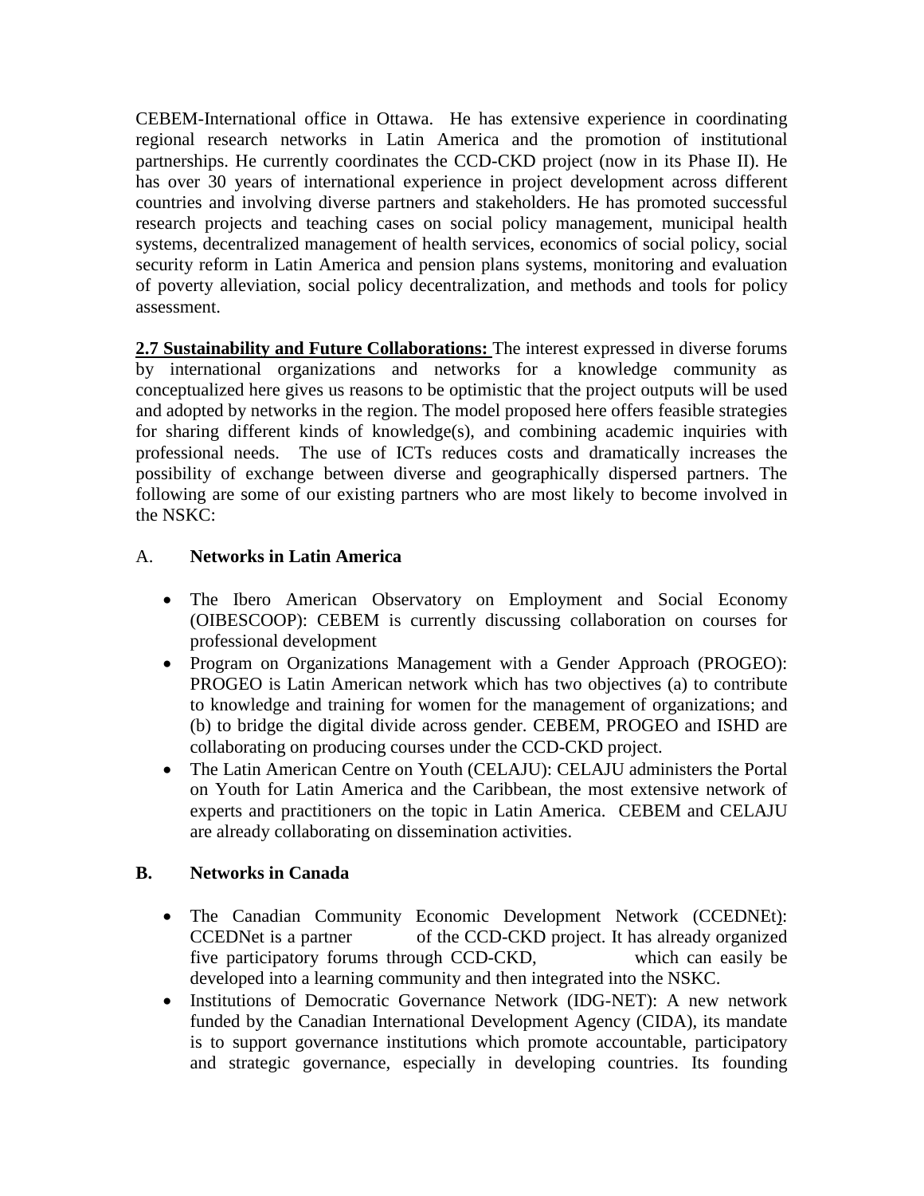CEBEM-International office in Ottawa. He has extensive experience in coordinating regional research networks in Latin America and the promotion of institutional partnerships. He currently coordinates the CCD-CKD project (now in its Phase II). He has over 30 years of international experience in project development across different countries and involving diverse partners and stakeholders. He has promoted successful research projects and teaching cases on social policy management, municipal health systems, decentralized management of health services, economics of social policy, social security reform in Latin America and pension plans systems, monitoring and evaluation of poverty alleviation, social policy decentralization, and methods and tools for policy assessment.

**2.7 Sustainability and Future Collaborations:** The interest expressed in diverse forums by international organizations and networks for a knowledge community as conceptualized here gives us reasons to be optimistic that the project outputs will be used and adopted by networks in the region. The model proposed here offers feasible strategies for sharing different kinds of knowledge(s), and combining academic inquiries with professional needs. The use of ICTs reduces costs and dramatically increases the possibility of exchange between diverse and geographically dispersed partners. The following are some of our existing partners who are most likely to become involved in the NSKC:

A. **Networks in Latin America**

- The Ibero American Observatory on Employment and Social Economy (OIBESCOOP): CEBEM is currently discussing collaboration on courses for professional development
- Program on Organizations Management with a Gender Approach (PROGEO): PROGEO is Latin American network which has two objectives (a) to contribute to knowledge and training for women for the management of organizations; and (b) to bridge the digital divide across gender. CEBEM, PROGEO and ISHD are collaborating on producing courses under the CCD-CKD project.
- The Latin American Centre on Youth (CELAJU): CELAJU administers the Portal on Youth for Latin America and the Caribbean, the most extensive network of experts and practitioners on the topic in Latin America. CEBEM and CELAJU are already collaborating on dissemination activities.

**B. Networks in Canada**

- The Canadian Community Economic Development Network (CCEDNEt): CCEDNet is a partner of the CCD-CKD project. It has already organized five participatory forums through CCD-CKD, which can easily be developed into a learning community and then integrated into the NSKC.
- Institutions of Democratic Governance Network (IDG-NET): A new network funded by the Canadian International Development Agency (CIDA), its mandate is to support governance institutions which promote accountable, participatory and strategic governance, especially in developing countries. Its founding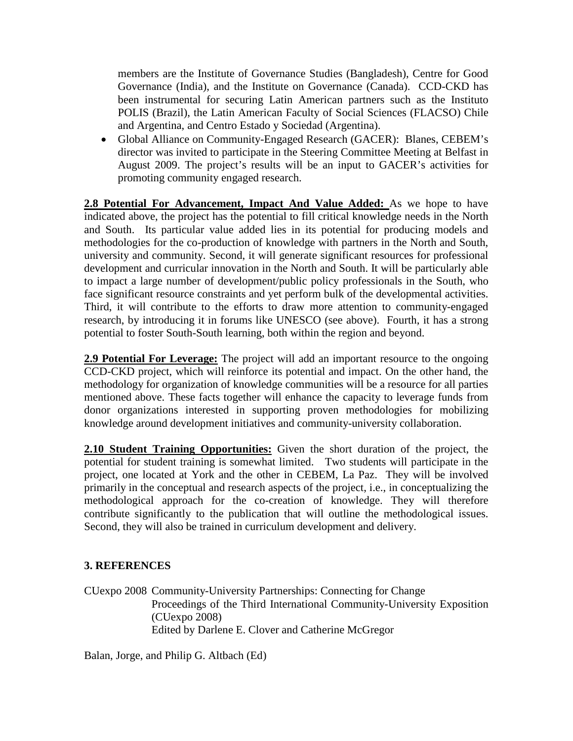members are the Institute of Governance Studies (Bangladesh), Centre for Good Governance (India), and the Institute on Governance (Canada). CCD-CKD has been instrumental for securing Latin American partners such as the Instituto POLIS (Brazil), the Latin American Faculty of Social Sciences (FLACSO) Chile and Argentina, and Centro Estado y Sociedad (Argentina).

- Global Alliance on Community-Engaged Research (GACER): Blanes, CEBEM's director was invited to participate in the Steering Committee Meeting at Belfast in August 2009. The project's results will be an input to GACER's activities for promoting community engaged research.

**2.8 Potential For Advancement, Impact And Value Added:** As we hope to have indicated above, the project has the potential to fill critical knowledge needs in the North and South. Its particular value added lies in its potential for producing models and methodologies for the co-production of knowledge with partners in the North and South, university and community. Second, it will generate significant resources for professional development and curricular innovation in the North and South. It will be particularly able to impact a large number of development/public policy professionals in the South, who face significant resource constraints and yet perform bulk of the developmental activities. Third, it will contribute to the efforts to draw more attention to community-engaged research, by introducing it in forums like UNESCO (see above). Fourth, it has a strong potential to foster South-South learning, both within the region and beyond.

**2.9 Potential For Leverage:** The project will add an important resource to the ongoing CCD-CKD project, which will reinforce its potential and impact. On the other hand, the methodology for organization of knowledge communities will be a resource for all parties mentioned above. These facts together will enhance the capacity to leverage funds from donor organizations interested in supporting proven methodologies for mobilizing knowledge around development initiatives and community-university collaboration.

**2.10 Student Training Opportunities:** Given the short duration of the project, the potential for student training is somewhat limited. Two students will participate in the project, one located at York and the other in CEBEM, La Paz. They will be involved primarily in the conceptual and research aspects of the project, i.e., in conceptualizing the methodological approach for the co-creation of knowledge. They will therefore contribute significantly to the publication that will outline the methodological issues. Second, they will also be trained in curriculum development and delivery.

## 3. REFERENCES

CUexpo 2008 Community-University Partnerships: Connecting for Change
Proceedings of the Third International Community-University Exposition (CUexpo 2008)
Edited by Darlene E. Clover and Catherine McGregor

Balan, Jorge, and Philip G. Altbach (Ed)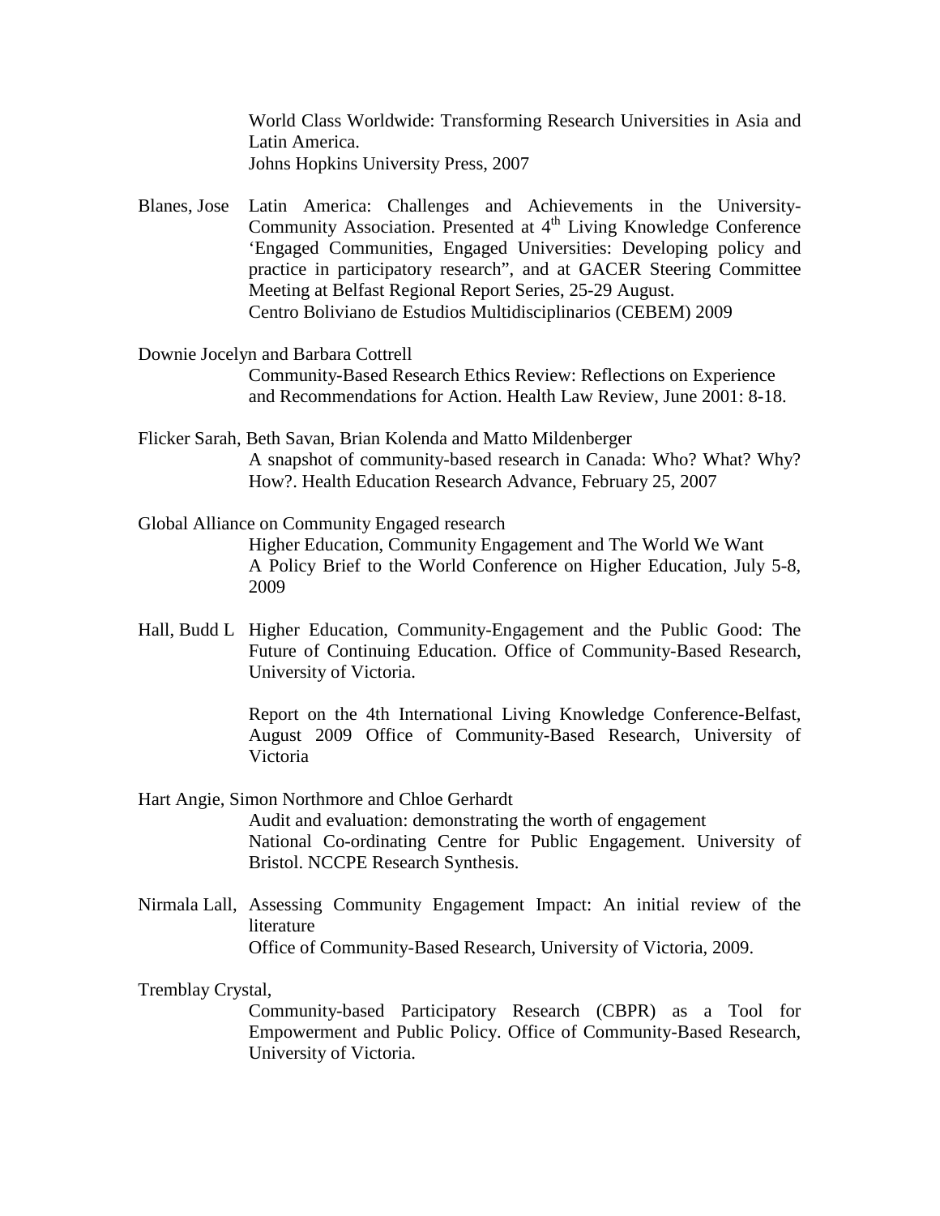World Class Worldwide: Transforming Research Universities in Asia and Latin America.
Johns Hopkins University Press, 2007

Blanes, Jose Latin America: Challenges and Achievements in the University-Community Association. Presented at 4th Living Knowledge Conference 'Engaged Communities, Engaged Universities: Developing policy and practice in participatory research", and at GACER Steering Committee Meeting at Belfast Regional Report Series, 25-29 August.
Centro Boliviano de Estudios Multidisciplinarios (CEBEM) 2009

Downie Jocelyn and Barbara Cottrell
Community-Based Research Ethics Review: Reflections on Experience and Recommendations for Action. Health Law Review, June 2001: 8-18.

Flicker Sarah, Beth Savan, Brian Kolenda and Matto Mildenberger
A snapshot of community-based research in Canada: Who? What? Why? How?. Health Education Research Advance, February 25, 2007

Global Alliance on Community Engaged research
Higher Education, Community Engagement and The World We Want
A Policy Brief to the World Conference on Higher Education, July 5-8, 2009

Hall, Budd L Higher Education, Community-Engagement and the Public Good: The Future of Continuing Education. Office of Community-Based Research, University of Victoria.

Report on the 4th International Living Knowledge Conference-Belfast, August 2009 Office of Community-Based Research, University of Victoria

Hart Angie, Simon Northmore and Chloe Gerhardt
Audit and evaluation: demonstrating the worth of engagement
National Co-ordinating Centre for Public Engagement. University of Bristol. NCCPE Research Synthesis.

Nirmala Lall, Assessing Community Engagement Impact: An initial review of the literature
Office of Community-Based Research, University of Victoria, 2009.

Tremblay Crystal,
Community-based Participatory Research (CBPR) as a Tool for Empowerment and Public Policy. Office of Community-Based Research, University of Victoria.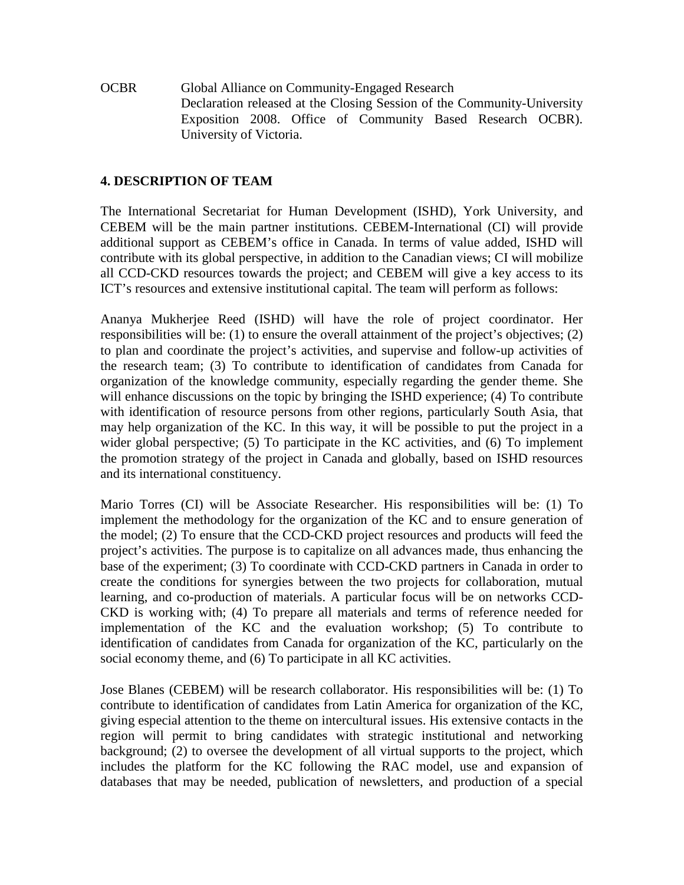OCBR Global Alliance on Community-Engaged Research
Declaration released at the Closing Session of the Community-University Exposition 2008. Office of Community Based Research OCBR). University of Victoria.

## 4. DESCRIPTION OF TEAM

The International Secretariat for Human Development (ISHD), York University, and CEBEM will be the main partner institutions. CEBEM-International (CI) will provide additional support as CEBEM's office in Canada. In terms of value added, ISHD will contribute with its global perspective, in addition to the Canadian views; CI will mobilize all CCD-CKD resources towards the project; and CEBEM will give a key access to its ICT's resources and extensive institutional capital. The team will perform as follows:

Ananya Mukherjee Reed (ISHD) will have the role of project coordinator. Her responsibilities will be: (1) to ensure the overall attainment of the project's objectives; (2) to plan and coordinate the project's activities, and supervise and follow-up activities of the research team; (3) To contribute to identification of candidates from Canada for organization of the knowledge community, especially regarding the gender theme. She will enhance discussions on the topic by bringing the ISHD experience; (4) To contribute with identification of resource persons from other regions, particularly South Asia, that may help organization of the KC. In this way, it will be possible to put the project in a wider global perspective; (5) To participate in the KC activities, and (6) To implement the promotion strategy of the project in Canada and globally, based on ISHD resources and its international constituency.

Mario Torres (CI) will be Associate Researcher. His responsibilities will be: (1) To implement the methodology for the organization of the KC and to ensure generation of the model; (2) To ensure that the CCD-CKD project resources and products will feed the project's activities. The purpose is to capitalize on all advances made, thus enhancing the base of the experiment; (3) To coordinate with CCD-CKD partners in Canada in order to create the conditions for synergies between the two projects for collaboration, mutual learning, and co-production of materials. A particular focus will be on networks CCD-CKD is working with; (4) To prepare all materials and terms of reference needed for implementation of the KC and the evaluation workshop; (5) To contribute to identification of candidates from Canada for organization of the KC, particularly on the social economy theme, and (6) To participate in all KC activities.

Jose Blanes (CEBEM) will be research collaborator. His responsibilities will be: (1) To contribute to identification of candidates from Latin America for organization of the KC, giving especial attention to the theme on intercultural issues. His extensive contacts in the region will permit to bring candidates with strategic institutional and networking background; (2) to oversee the development of all virtual supports to the project, which includes the platform for the KC following the RAC model, use and expansion of databases that may be needed, publication of newsletters, and production of a special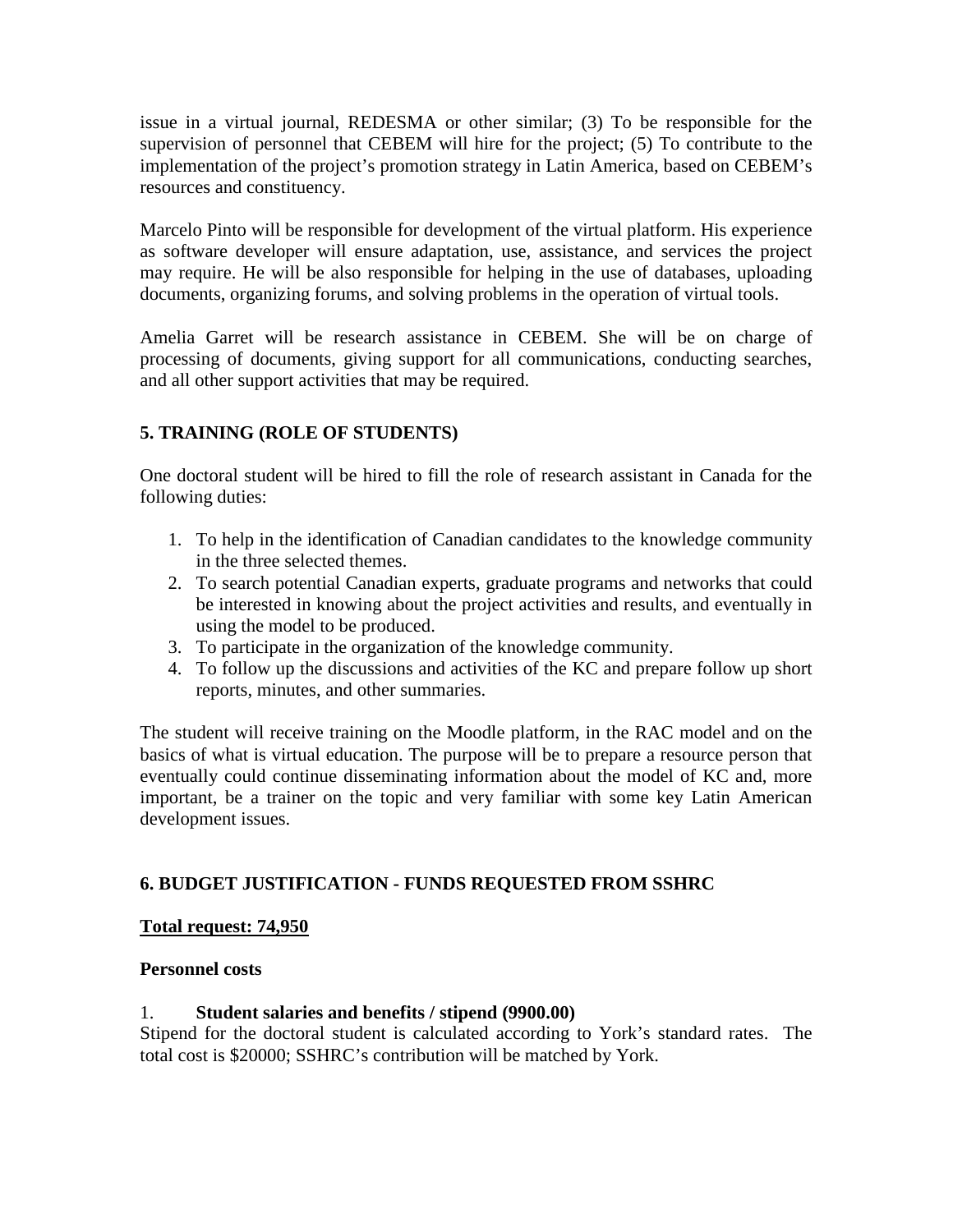issue in a virtual journal, REDESMA or other similar; (3) To be responsible for the supervision of personnel that CEBEM will hire for the project; (5) To contribute to the implementation of the project's promotion strategy in Latin America, based on CEBEM's resources and constituency.

Marcelo Pinto will be responsible for development of the virtual platform. His experience as software developer will ensure adaptation, use, assistance, and services the project may require. He will be also responsible for helping in the use of databases, uploading documents, organizing forums, and solving problems in the operation of virtual tools.

Amelia Garret will be research assistance in CEBEM. She will be on charge of processing of documents, giving support for all communications, conducting searches, and all other support activities that may be required.

## 5. TRAINING (ROLE OF STUDENTS)

One doctoral student will be hired to fill the role of research assistant in Canada for the following duties:

1. To help in the identification of Canadian candidates to the knowledge community in the three selected themes.
2. To search potential Canadian experts, graduate programs and networks that could be interested in knowing about the project activities and results, and eventually in using the model to be produced.
3. To participate in the organization of the knowledge community.
4. To follow up the discussions and activities of the KC and prepare follow up short reports, minutes, and other summaries.

The student will receive training on the Moodle platform, in the RAC model and on the basics of what is virtual education. The purpose will be to prepare a resource person that eventually could continue disseminating information about the model of KC and, more important, be a trainer on the topic and very familiar with some key Latin American development issues.

## 6. BUDGET JUSTIFICATION - FUNDS REQUESTED FROM SSHRC

**Total request: 74,950**

**Personnel costs**

1. **Student salaries and benefits / stipend (9900.00)**

Stipend for the doctoral student is calculated according to York's standard rates. The total cost is $20000; SSHRC's contribution will be matched by York.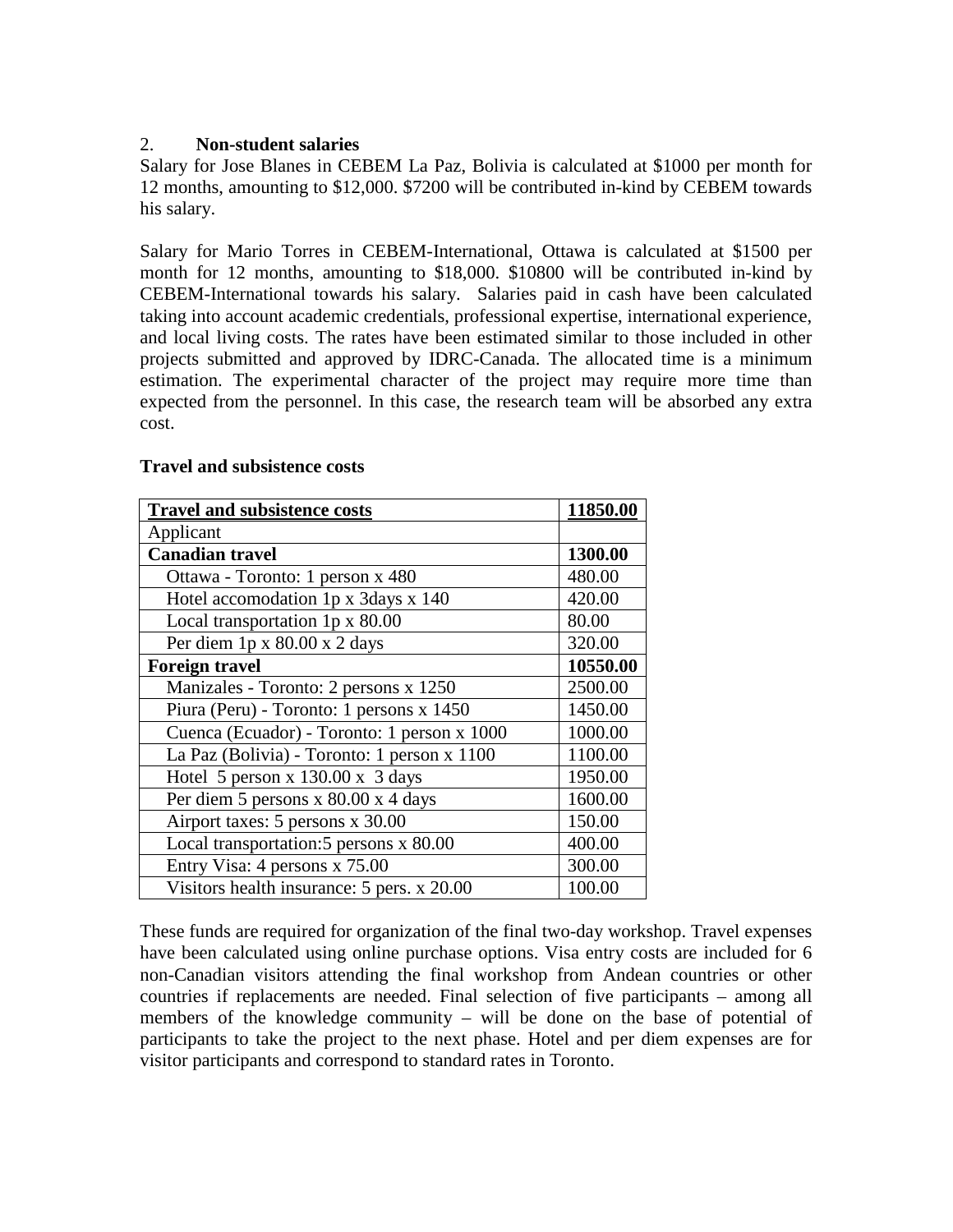2. **Non-student salaries**

Salary for Jose Blanes in CEBEM La Paz, Bolivia is calculated at $1000 per month for 12 months, amounting to $12,000. $7200 will be contributed in-kind by CEBEM towards his salary.

Salary for Mario Torres in CEBEM-International, Ottawa is calculated at $1500 per month for 12 months, amounting to $18,000. $10800 will be contributed in-kind by CEBEM-International towards his salary. Salaries paid in cash have been calculated taking into account academic credentials, professional expertise, international experience, and local living costs. The rates have been estimated similar to those included in other projects submitted and approved by IDRC-Canada. The allocated time is a minimum estimation. The experimental character of the project may require more time than expected from the personnel. In this case, the research team will be absorbed any extra cost.

**Travel and subsistence costs**

| **Travel and subsistence costs** | **11850.00** |
|---|---|
| Applicant | |
| **Canadian travel** | **1300.00** |
| Ottawa - Toronto: 1 person x 480 | 480.00 |
| Hotel accomodation 1p x 3days x 140 | 420.00 |
| Local transportation 1p x 80.00 | 80.00 |
| Per diem 1p x 80.00 x 2 days | 320.00 |
| **Foreign travel** | **10550.00** |
| Manizales - Toronto: 2 persons x 1250 | 2500.00 |
| Piura (Peru) - Toronto: 1 persons x 1450 | 1450.00 |
| Cuenca (Ecuador) - Toronto: 1 person x 1000 | 1000.00 |
| La Paz (Bolivia) - Toronto: 1 person x 1100 | 1100.00 |
| Hotel 5 person x 130.00 x 3 days | 1950.00 |
| Per diem 5 persons x 80.00 x 4 days | 1600.00 |
| Airport taxes: 5 persons x 30.00 | 150.00 |
| Local transportation:5 persons x 80.00 | 400.00 |
| Entry Visa: 4 persons x 75.00 | 300.00 |
| Visitors health insurance: 5 pers. x 20.00 | 100.00 |

These funds are required for organization of the final two-day workshop. Travel expenses have been calculated using online purchase options. Visa entry costs are included for 6 non-Canadian visitors attending the final workshop from Andean countries or other countries if replacements are needed. Final selection of five participants – among all members of the knowledge community – will be done on the base of potential of participants to take the project to the next phase. Hotel and per diem expenses are for visitor participants and correspond to standard rates in Toronto.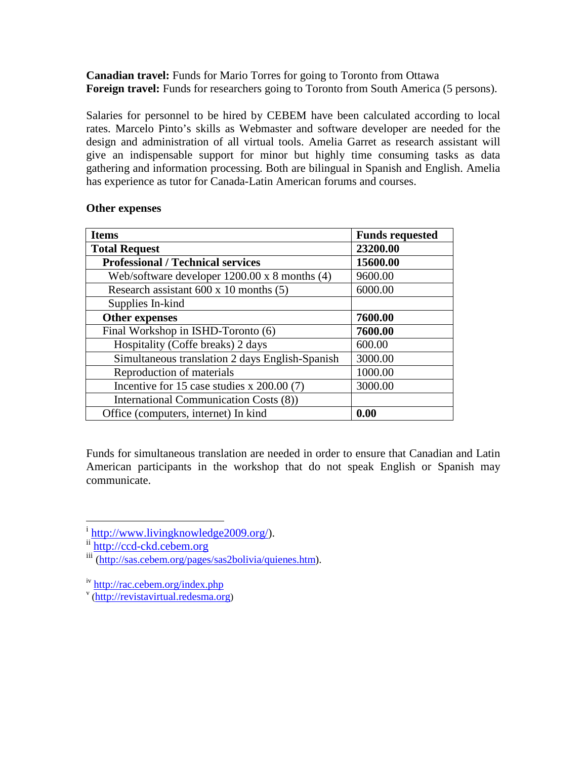**Canadian travel:** Funds for Mario Torres for going to Toronto from Ottawa
**Foreign travel:** Funds for researchers going to Toronto from South America (5 persons).

Salaries for personnel to be hired by CEBEM have been calculated according to local rates. Marcelo Pinto's skills as Webmaster and software developer are needed for the design and administration of all virtual tools. Amelia Garret as research assistant will give an indispensable support for minor but highly time consuming tasks as data gathering and information processing. Both are bilingual in Spanish and English. Amelia has experience as tutor for Canada-Latin American forums and courses.

**Other expenses**

| **Items** | **Funds requested** |
|---|---|
| **Total Request** | **23200.00** |
| **Professional / Technical services** | **15600.00** |
| Web/software developer 1200.00 x 8 months (4) | 9600.00 |
| Research assistant 600 x 10 months (5) | 6000.00 |
| Supplies In-kind | |
| **Other expenses** | **7600.00** |
| Final Workshop in ISHD-Toronto (6) | **7600.00** |
| Hospitality (Coffe breaks) 2 days | 600.00 |
| Simultaneous translation 2 days English-Spanish | 3000.00 |
| Reproduction of materials | 1000.00 |
| Incentive for 15 case studies x 200.00 (7) | 3000.00 |
| International Communication Costs (8)) | |
| Office (computers, internet) In kind | **0.00** |

Funds for simultaneous translation are needed in order to ensure that Canadian and Latin American participants in the workshop that do not speak English or Spanish may communicate.

---

[i] http://www.livingknowledge2009.org/).
[ii] http://ccd-ckd.cebem.org
[iii] (http://sas.cebem.org/pages/sas2bolivia/quienes.htm).

[iv] http://rac.cebem.org/index.php
[v] (http://revistavirtual.redesma.org)